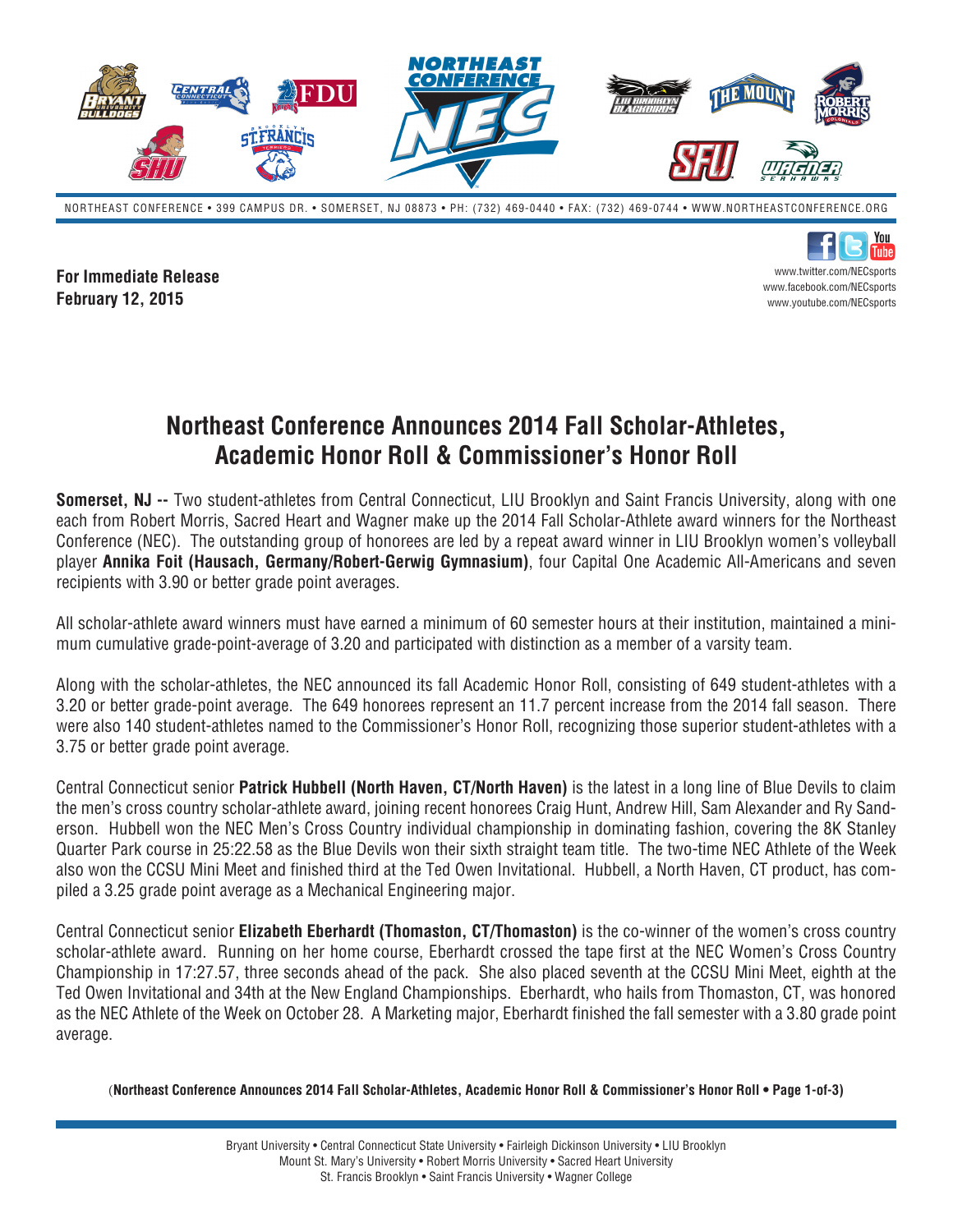NORTHEAST CONFERENCE • 399 CAMPUS DR. • SOMERSET, NJ 08873 • PH: (732) 469-0440 • FAX: (732) 469-0744 • WWW.NORTHEASTCONFERENCE.ORG

**For Immediate Release**
**February 12, 2015**

www.twitter.com/NECsports
www.facebook.com/NECsports
www.youtube.com/NECsports

# Northeast Conference Announces 2014 Fall Scholar-Athletes, Academic Honor Roll & Commissioner's Honor Roll

**Somerset, NJ --** Two student-athletes from Central Connecticut, LIU Brooklyn and Saint Francis University, along with one each from Robert Morris, Sacred Heart and Wagner make up the 2014 Fall Scholar-Athlete award winners for the Northeast Conference (NEC). The outstanding group of honorees are led by a repeat award winner in LIU Brooklyn women's volleyball player **Annika Foit (Hausach, Germany/Robert-Gerwig Gymnasium)**, four Capital One Academic All-Americans and seven recipients with 3.90 or better grade point averages.

All scholar-athlete award winners must have earned a minimum of 60 semester hours at their institution, maintained a minimum cumulative grade-point-average of 3.20 and participated with distinction as a member of a varsity team.

Along with the scholar-athletes, the NEC announced its fall Academic Honor Roll, consisting of 649 student-athletes with a 3.20 or better grade-point average. The 649 honorees represent an 11.7 percent increase from the 2014 fall season. There were also 140 student-athletes named to the Commissioner's Honor Roll, recognizing those superior student-athletes with a 3.75 or better grade point average.

Central Connecticut senior **Patrick Hubbell (North Haven, CT/North Haven)** is the latest in a long line of Blue Devils to claim the men's cross country scholar-athlete award, joining recent honorees Craig Hunt, Andrew Hill, Sam Alexander and Ry Sanderson. Hubbell won the NEC Men's Cross Country individual championship in dominating fashion, covering the 8K Stanley Quarter Park course in 25:22.58 as the Blue Devils won their sixth straight team title. The two-time NEC Athlete of the Week also won the CCSU Mini Meet and finished third at the Ted Owen Invitational. Hubbell, a North Haven, CT product, has compiled a 3.25 grade point average as a Mechanical Engineering major.

Central Connecticut senior **Elizabeth Eberhardt (Thomaston, CT/Thomaston)** is the co-winner of the women's cross country scholar-athlete award. Running on her home course, Eberhardt crossed the tape first at the NEC Women's Cross Country Championship in 17:27.57, three seconds ahead of the pack. She also placed seventh at the CCSU Mini Meet, eighth at the Ted Owen Invitational and 34th at the New England Championships. Eberhardt, who hails from Thomaston, CT, was honored as the NEC Athlete of the Week on October 28. A Marketing major, Eberhardt finished the fall semester with a 3.80 grade point average.

Bryant University • Central Connecticut State University • Fairleigh Dickinson University • LIU Brooklyn
Mount St. Mary's University • Robert Morris University • Sacred Heart University
St. Francis Brooklyn • Saint Francis University • Wagner College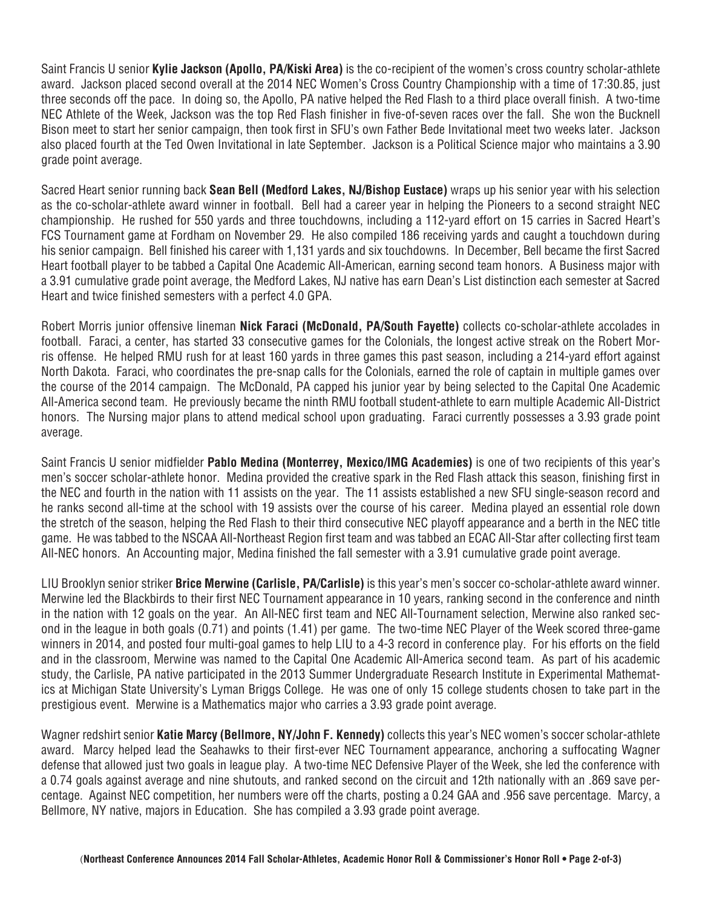Saint Francis U senior **Kylie Jackson (Apollo, PA/Kiski Area)** is the co-recipient of the women's cross country scholar-athlete award. Jackson placed second overall at the 2014 NEC Women's Cross Country Championship with a time of 17:30.85, just three seconds off the pace. In doing so, the Apollo, PA native helped the Red Flash to a third place overall finish. A two-time NEC Athlete of the Week, Jackson was the top Red Flash finisher in five-of-seven races over the fall. She won the Bucknell Bison meet to start her senior campaign, then took first in SFU's own Father Bede Invitational meet two weeks later. Jackson also placed fourth at the Ted Owen Invitational in late September. Jackson is a Political Science major who maintains a 3.90 grade point average.

Sacred Heart senior running back **Sean Bell (Medford Lakes, NJ/Bishop Eustace)** wraps up his senior year with his selection as the co-scholar-athlete award winner in football. Bell had a career year in helping the Pioneers to a second straight NEC championship. He rushed for 550 yards and three touchdowns, including a 112-yard effort on 15 carries in Sacred Heart's FCS Tournament game at Fordham on November 29. He also compiled 186 receiving yards and caught a touchdown during his senior campaign. Bell finished his career with 1,131 yards and six touchdowns. In December, Bell became the first Sacred Heart football player to be tabbed a Capital One Academic All-American, earning second team honors. A Business major with a 3.91 cumulative grade point average, the Medford Lakes, NJ native has earn Dean's List distinction each semester at Sacred Heart and twice finished semesters with a perfect 4.0 GPA.

Robert Morris junior offensive lineman **Nick Faraci (McDonald, PA/South Fayette)** collects co-scholar-athlete accolades in football. Faraci, a center, has started 33 consecutive games for the Colonials, the longest active streak on the Robert Morris offense. He helped RMU rush for at least 160 yards in three games this past season, including a 214-yard effort against North Dakota. Faraci, who coordinates the pre-snap calls for the Colonials, earned the role of captain in multiple games over the course of the 2014 campaign. The McDonald, PA capped his junior year by being selected to the Capital One Academic All-America second team. He previously became the ninth RMU football student-athlete to earn multiple Academic All-District honors. The Nursing major plans to attend medical school upon graduating. Faraci currently possesses a 3.93 grade point average.

Saint Francis U senior midfielder **Pablo Medina (Monterrey, Mexico/IMG Academies)** is one of two recipients of this year's men's soccer scholar-athlete honor. Medina provided the creative spark in the Red Flash attack this season, finishing first in the NEC and fourth in the nation with 11 assists on the year. The 11 assists established a new SFU single-season record and he ranks second all-time at the school with 19 assists over the course of his career. Medina played an essential role down the stretch of the season, helping the Red Flash to their third consecutive NEC playoff appearance and a berth in the NEC title game. He was tabbed to the NSCAA All-Northeast Region first team and was tabbed an ECAC All-Star after collecting first team All-NEC honors. An Accounting major, Medina finished the fall semester with a 3.91 cumulative grade point average.

LIU Brooklyn senior striker **Brice Merwine (Carlisle, PA/Carlisle)** is this year's men's soccer co-scholar-athlete award winner. Merwine led the Blackbirds to their first NEC Tournament appearance in 10 years, ranking second in the conference and ninth in the nation with 12 goals on the year. An All-NEC first team and NEC All-Tournament selection, Merwine also ranked second in the league in both goals (0.71) and points (1.41) per game. The two-time NEC Player of the Week scored three-game winners in 2014, and posted four multi-goal games to help LIU to a 4-3 record in conference play. For his efforts on the field and in the classroom, Merwine was named to the Capital One Academic All-America second team. As part of his academic study, the Carlisle, PA native participated in the 2013 Summer Undergraduate Research Institute in Experimental Mathematics at Michigan State University's Lyman Briggs College. He was one of only 15 college students chosen to take part in the prestigious event. Merwine is a Mathematics major who carries a 3.93 grade point average.

Wagner redshirt senior **Katie Marcy (Bellmore, NY/John F. Kennedy)** collects this year's NEC women's soccer scholar-athlete award. Marcy helped lead the Seahawks to their first-ever NEC Tournament appearance, anchoring a suffocating Wagner defense that allowed just two goals in league play. A two-time NEC Defensive Player of the Week, she led the conference with a 0.74 goals against average and nine shutouts, and ranked second on the circuit and 12th nationally with an .869 save percentage. Against NEC competition, her numbers were off the charts, posting a 0.24 GAA and .956 save percentage. Marcy, a Bellmore, NY native, majors in Education. She has compiled a 3.93 grade point average.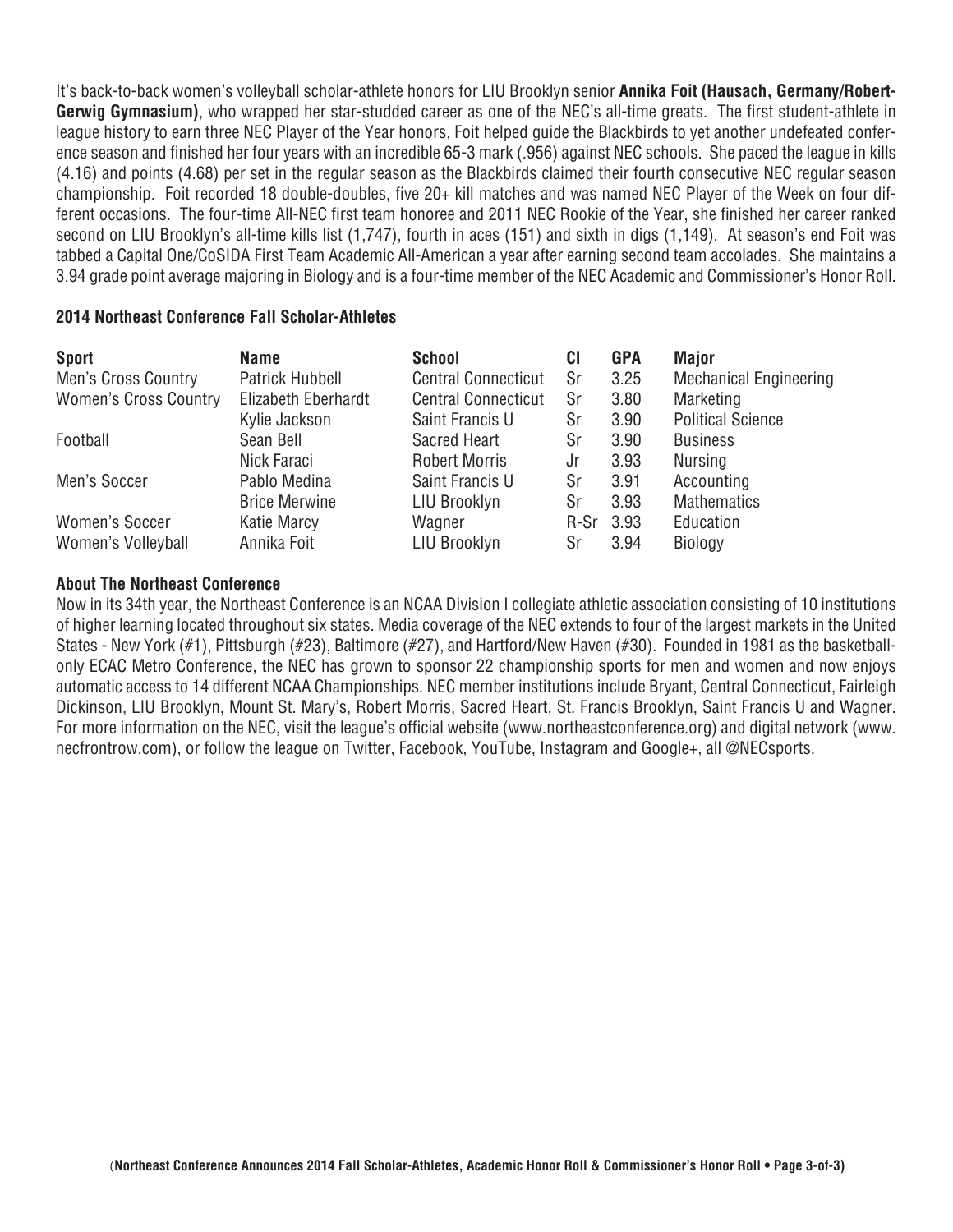It's back-to-back women's volleyball scholar-athlete honors for LIU Brooklyn senior **Annika Foit (Hausach, Germany/Robert-Gerwig Gymnasium)**, who wrapped her star-studded career as one of the NEC's all-time greats. The first student-athlete in league history to earn three NEC Player of the Year honors, Foit helped guide the Blackbirds to yet another undefeated conference season and finished her four years with an incredible 65-3 mark (.956) against NEC schools. She paced the league in kills (4.16) and points (4.68) per set in the regular season as the Blackbirds claimed their fourth consecutive NEC regular season championship. Foit recorded 18 double-doubles, five 20+ kill matches and was named NEC Player of the Week on four different occasions. The four-time All-NEC first team honoree and 2011 NEC Rookie of the Year, she finished her career ranked second on LIU Brooklyn's all-time kills list (1,747), fourth in aces (151) and sixth in digs (1,149). At season's end Foit was tabbed a Capital One/CoSIDA First Team Academic All-American a year after earning second team accolades. She maintains a 3.94 grade point average majoring in Biology and is a four-time member of the NEC Academic and Commissioner's Honor Roll.

### 2014 Northeast Conference Fall Scholar-Athletes

| Sport | Name | School | Cl | GPA | Major |
|---|---|---|---|---|---|
| Men's Cross Country | Patrick Hubbell | Central Connecticut | Sr | 3.25 | Mechanical Engineering |
| Women's Cross Country | Elizabeth Eberhardt | Central Connecticut | Sr | 3.80 | Marketing |
| | Kylie Jackson | Saint Francis U | Sr | 3.90 | Political Science |
| Football | Sean Bell | Sacred Heart | Sr | 3.90 | Business |
| | Nick Faraci | Robert Morris | Jr | 3.93 | Nursing |
| Men's Soccer | Pablo Medina | Saint Francis U | Sr | 3.91 | Accounting |
| | Brice Merwine | LIU Brooklyn | Sr | 3.93 | Mathematics |
| Women's Soccer | Katie Marcy | Wagner | R-Sr | 3.93 | Education |
| Women's Volleyball | Annika Foit | LIU Brooklyn | Sr | 3.94 | Biology |

### About The Northeast Conference

Now in its 34th year, the Northeast Conference is an NCAA Division I collegiate athletic association consisting of 10 institutions of higher learning located throughout six states. Media coverage of the NEC extends to four of the largest markets in the United States - New York (#1), Pittsburgh (#23), Baltimore (#27), and Hartford/New Haven (#30). Founded in 1981 as the basketball-only ECAC Metro Conference, the NEC has grown to sponsor 22 championship sports for men and women and now enjoys automatic access to 14 different NCAA Championships. NEC member institutions include Bryant, Central Connecticut, Fairleigh Dickinson, LIU Brooklyn, Mount St. Mary's, Robert Morris, Sacred Heart, St. Francis Brooklyn, Saint Francis U and Wagner. For more information on the NEC, visit the league's official website (www.northeastconference.org) and digital network (www.necfrontrow.com), or follow the league on Twitter, Facebook, YouTube, Instagram and Google+, all @NECsports.